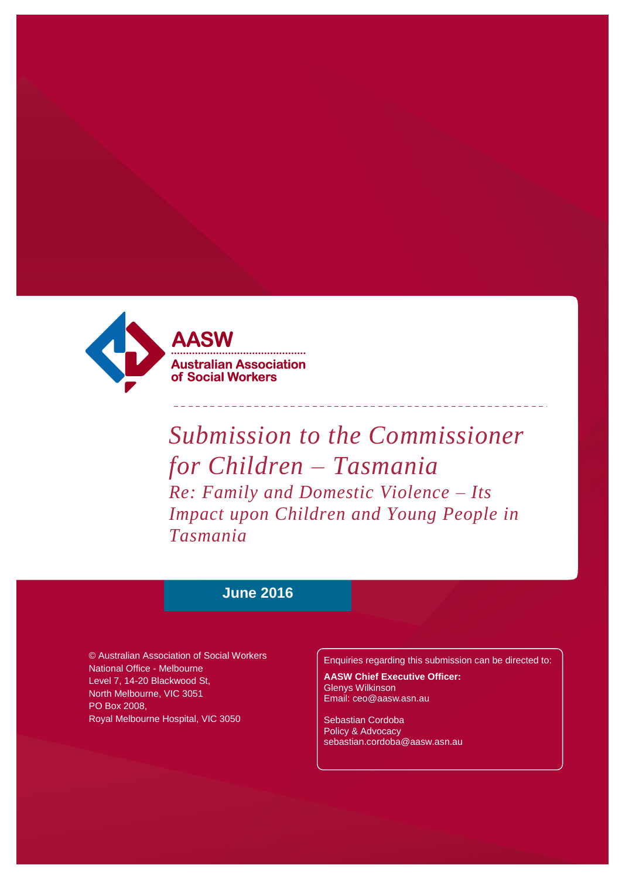**AASW**

**Australian Association of Social Workers**

# *Submission to the Commissioner for Children – Tasmania*

## *Re: Family and Domestic Violence – Its Impact upon Children and Young People in Tasmania*

**June 2016**

© Australian Association of Social Workers
National Office - Melbourne
Level 7, 14-20 Blackwood St,
North Melbourne, VIC 3051
PO Box 2008,
Royal Melbourne Hospital, VIC 3050

Enquiries regarding this submission can be directed to:

**AASW Chief Executive Officer:**
Glenys Wilkinson
Email: ceo@aasw.asn.au

Sebastian Cordoba
Policy & Advocacy
sebastian.cordoba@aasw.asn.au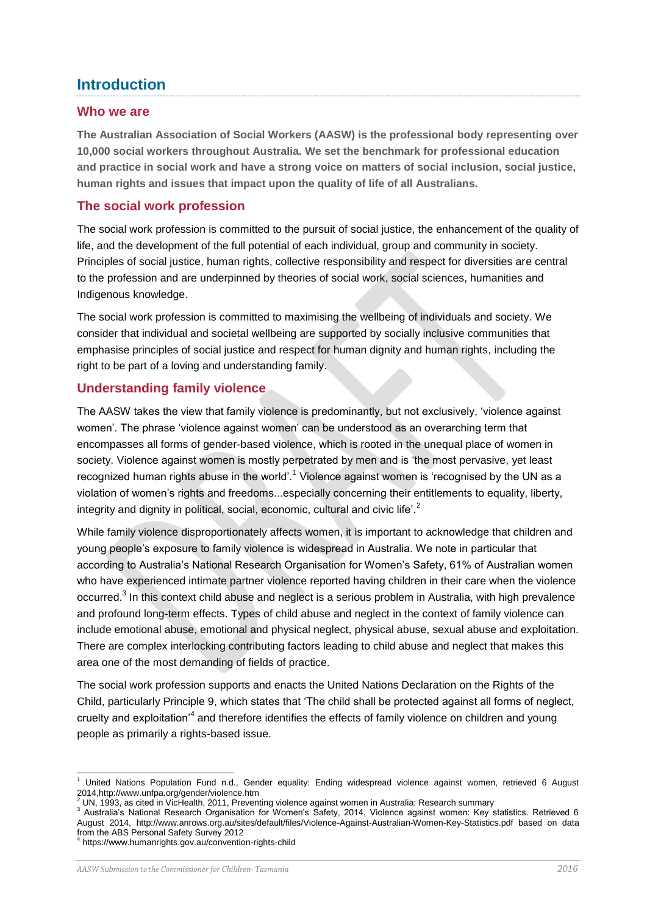# Introduction

## Who we are

**The Australian Association of Social Workers (AASW) is the professional body representing over 10,000 social workers throughout Australia. We set the benchmark for professional education and practice in social work and have a strong voice on matters of social inclusion, social justice, human rights and issues that impact upon the quality of life of all Australians.**

## The social work profession

The social work profession is committed to the pursuit of social justice, the enhancement of the quality of life, and the development of the full potential of each individual, group and community in society. Principles of social justice, human rights, collective responsibility and respect for diversities are central to the profession and are underpinned by theories of social work, social sciences, humanities and Indigenous knowledge.

The social work profession is committed to maximising the wellbeing of individuals and society. We consider that individual and societal wellbeing are supported by socially inclusive communities that emphasise principles of social justice and respect for human dignity and human rights, including the right to be part of a loving and understanding family.

## Understanding family violence

The AASW takes the view that family violence is predominantly, but not exclusively, 'violence against women'. The phrase 'violence against women' can be understood as an overarching term that encompasses all forms of gender-based violence, which is rooted in the unequal place of women in society. Violence against women is mostly perpetrated by men and is 'the most pervasive, yet least recognized human rights abuse in the world'.[1] Violence against women is 'recognised by the UN as a violation of women's rights and freedoms...especially concerning their entitlements to equality, liberty, integrity and dignity in political, social, economic, cultural and civic life'.[2]

While family violence disproportionately affects women, it is important to acknowledge that children and young people's exposure to family violence is widespread in Australia. We note in particular that according to Australia's National Research Organisation for Women's Safety, 61% of Australian women who have experienced intimate partner violence reported having children in their care when the violence occurred.[3] In this context child abuse and neglect is a serious problem in Australia, with high prevalence and profound long-term effects. Types of child abuse and neglect in the context of family violence can include emotional abuse, emotional and physical neglect, physical abuse, sexual abuse and exploitation. There are complex interlocking contributing factors leading to child abuse and neglect that makes this area one of the most demanding of fields of practice.

The social work profession supports and enacts the United Nations Declaration on the Rights of the Child, particularly Principle 9, which states that 'The child shall be protected against all forms of neglect, cruelty and exploitation'[4] and therefore identifies the effects of family violence on children and young people as primarily a rights-based issue.

---

[1] United Nations Population Fund n.d., Gender equality: Ending widespread violence against women, retrieved 6 August 2014,http://www.unfpa.org/gender/violence.htm

[2] UN, 1993, as cited in VicHealth, 2011, Preventing violence against women in Australia: Research summary

[3] Australia's National Research Organisation for Women's Safety, 2014, Violence against women: Key statistics. Retrieved 6 August 2014, http://www.anrows.org.au/sites/default/files/Violence-Against-Australian-Women-Key-Statistics.pdf based on data from the ABS Personal Safety Survey 2012

[4] https://www.humanrights.gov.au/convention-rights-child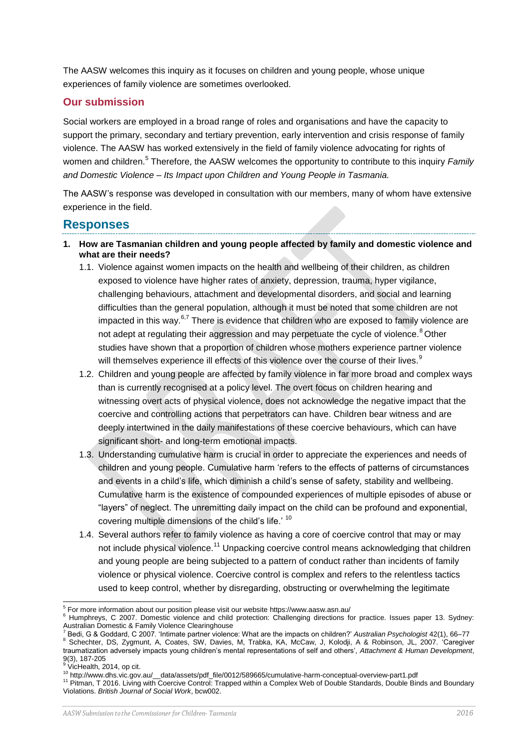The AASW welcomes this inquiry as it focuses on children and young people, whose unique experiences of family violence are sometimes overlooked.

## Our submission

Social workers are employed in a broad range of roles and organisations and have the capacity to support the primary, secondary and tertiary prevention, early intervention and crisis response of family violence. The AASW has worked extensively in the field of family violence advocating for rights of women and children.[5] Therefore, the AASW welcomes the opportunity to contribute to this inquiry *Family and Domestic Violence – Its Impact upon Children and Young People in Tasmania.*

The AASW's response was developed in consultation with our members, many of whom have extensive experience in the field.

# Responses

1. **How are Tasmanian children and young people affected by family and domestic violence and what are their needs?**

   1.1. Violence against women impacts on the health and wellbeing of their children, as children exposed to violence have higher rates of anxiety, depression, trauma, hyper vigilance, challenging behaviours, attachment and developmental disorders, and social and learning difficulties than the general population, although it must be noted that some children are not impacted in this way.[6,7] There is evidence that children who are exposed to family violence are not adept at regulating their aggression and may perpetuate the cycle of violence.[8] Other studies have shown that a proportion of children whose mothers experience partner violence will themselves experience ill effects of this violence over the course of their lives.[9]

   1.2. Children and young people are affected by family violence in far more broad and complex ways than is currently recognised at a policy level. The overt focus on children hearing and witnessing overt acts of physical violence, does not acknowledge the negative impact that the coercive and controlling actions that perpetrators can have. Children bear witness and are deeply intertwined in the daily manifestations of these coercive behaviours, which can have significant short- and long-term emotional impacts.

   1.3. Understanding cumulative harm is crucial in order to appreciate the experiences and needs of children and young people. Cumulative harm 'refers to the effects of patterns of circumstances and events in a child's life, which diminish a child's sense of safety, stability and wellbeing. Cumulative harm is the existence of compounded experiences of multiple episodes of abuse or "layers" of neglect. The unremitting daily impact on the child can be profound and exponential, covering multiple dimensions of the child's life.' [10]

   1.4. Several authors refer to family violence as having a core of coercive control that may or may not include physical violence.[11] Unpacking coercive control means acknowledging that children and young people are being subjected to a pattern of conduct rather than incidents of family violence or physical violence. Coercive control is complex and refers to the relentless tactics used to keep control, whether by disregarding, obstructing or overwhelming the legitimate

---

[5] For more information about our position please visit our website https://www.aasw.asn.au/

[6] Humphreys, C 2007. Domestic violence and child protection: Challenging directions for practice. Issues paper 13. Sydney: Australian Domestic & Family Violence Clearinghouse

[7] Bedi, G & Goddard, C 2007. 'Intimate partner violence: What are the impacts on children?' *Australian Psychologist* 42(1), 66–77

[8] Schechter, DS, Zygmunt, A, Coates, SW, Davies, M, Trabka, KA, McCaw, J, Kolodji, A & Robinson, JL, 2007. 'Caregiver traumatization adversely impacts young children's mental representations of self and others', *Attachment & Human Development*, 9(3), 187-205

[9] VicHealth, 2014, op cit.

[10] http://www.dhs.vic.gov.au/__data/assets/pdf_file/0012/589665/cumulative-harm-conceptual-overview-part1.pdf

[11] Pitman, T 2016. Living with Coercive Control: Trapped within a Complex Web of Double Standards, Double Binds and Boundary Violations. *British Journal of Social Work*, bcw002.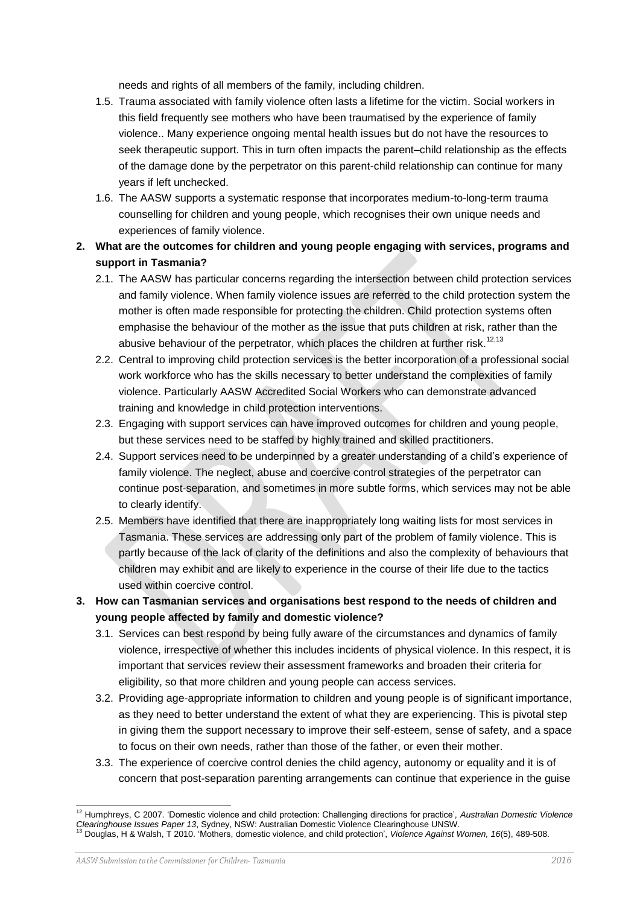needs and rights of all members of the family, including children.

1.5. Trauma associated with family violence often lasts a lifetime for the victim. Social workers in this field frequently see mothers who have been traumatised by the experience of family violence.. Many experience ongoing mental health issues but do not have the resources to seek therapeutic support. This in turn often impacts the parent–child relationship as the effects of the damage done by the perpetrator on this parent-child relationship can continue for many years if left unchecked.

1.6. The AASW supports a systematic response that incorporates medium-to-long-term trauma counselling for children and young people, which recognises their own unique needs and experiences of family violence.

**2. What are the outcomes for children and young people engaging with services, programs and support in Tasmania?**

2.1. The AASW has particular concerns regarding the intersection between child protection services and family violence. When family violence issues are referred to the child protection system the mother is often made responsible for protecting the children. Child protection systems often emphasise the behaviour of the mother as the issue that puts children at risk, rather than the abusive behaviour of the perpetrator, which places the children at further risk.[12,13]

2.2. Central to improving child protection services is the better incorporation of a professional social work workforce who has the skills necessary to better understand the complexities of family violence. Particularly AASW Accredited Social Workers who can demonstrate advanced training and knowledge in child protection interventions.

2.3. Engaging with support services can have improved outcomes for children and young people, but these services need to be staffed by highly trained and skilled practitioners.

2.4. Support services need to be underpinned by a greater understanding of a child's experience of family violence. The neglect, abuse and coercive control strategies of the perpetrator can continue post-separation, and sometimes in more subtle forms, which services may not be able to clearly identify.

2.5. Members have identified that there are inappropriately long waiting lists for most services in Tasmania. These services are addressing only part of the problem of family violence. This is partly because of the lack of clarity of the definitions and also the complexity of behaviours that children may exhibit and are likely to experience in the course of their life due to the tactics used within coercive control.

**3. How can Tasmanian services and organisations best respond to the needs of children and young people affected by family and domestic violence?**

3.1. Services can best respond by being fully aware of the circumstances and dynamics of family violence, irrespective of whether this includes incidents of physical violence. In this respect, it is important that services review their assessment frameworks and broaden their criteria for eligibility, so that more children and young people can access services.

3.2. Providing age-appropriate information to children and young people is of significant importance, as they need to better understand the extent of what they are experiencing. This is pivotal step in giving them the support necessary to improve their self-esteem, sense of safety, and a space to focus on their own needs, rather than those of the father, or even their mother.

3.3. The experience of coercive control denies the child agency, autonomy or equality and it is of concern that post-separation parenting arrangements can continue that experience in the guise

---

[12] Humphreys, C 2007. 'Domestic violence and child protection: Challenging directions for practice', *Australian Domestic Violence Clearinghouse Issues Paper 13*, Sydney, NSW: Australian Domestic Violence Clearinghouse UNSW.

[13] Douglas, H & Walsh, T 2010. 'Mothers, domestic violence, and child protection', *Violence Against Women, 16*(5), 489-508.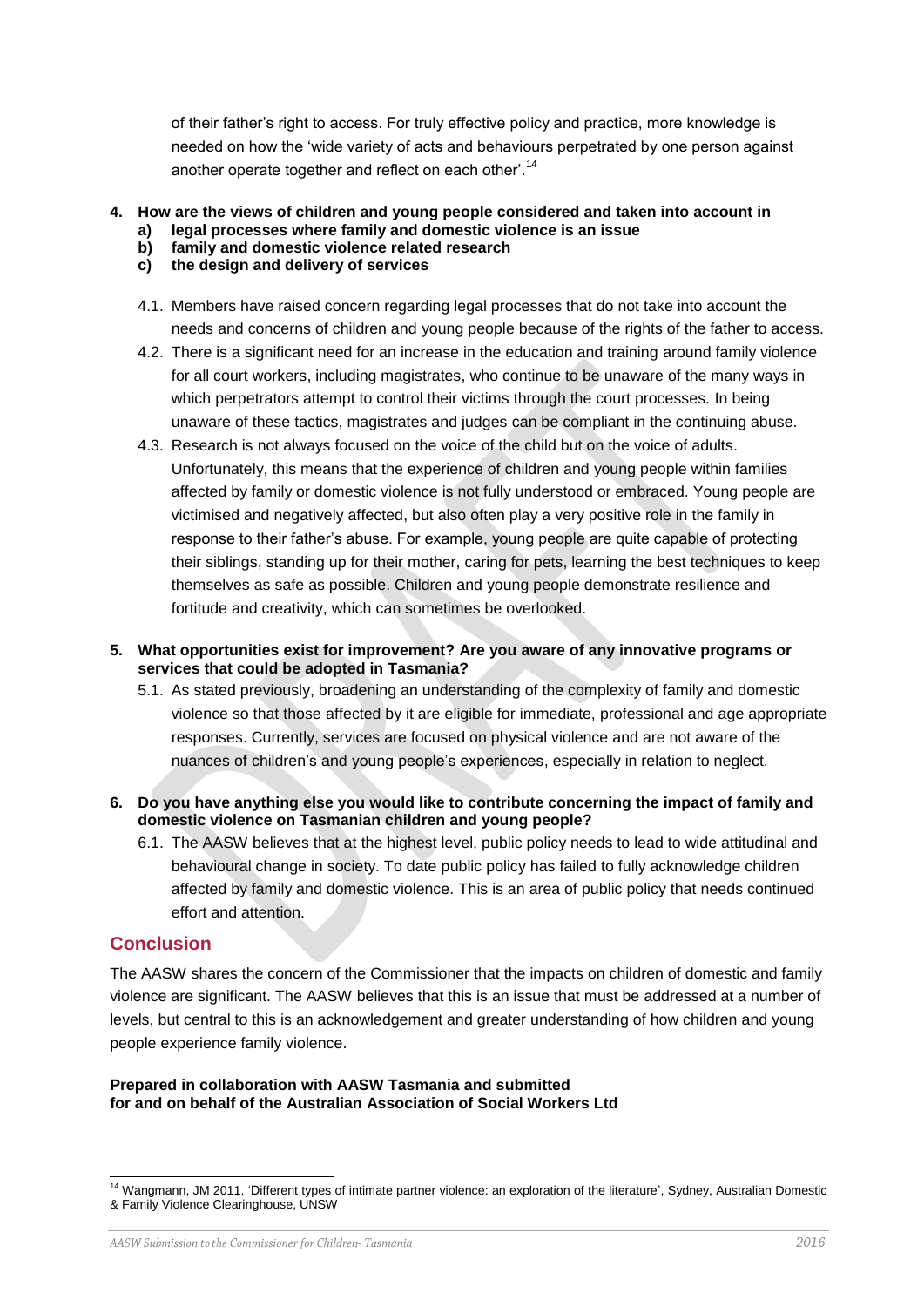of their father's right to access. For truly effective policy and practice, more knowledge is needed on how the 'wide variety of acts and behaviours perpetrated by one person against another operate together and reflect on each other'.[14]

**4. How are the views of children and young people considered and taken into account in**
  **a) legal processes where family and domestic violence is an issue**
  **b) family and domestic violence related research**
  **c) the design and delivery of services**

4.1. Members have raised concern regarding legal processes that do not take into account the needs and concerns of children and young people because of the rights of the father to access.

4.2. There is a significant need for an increase in the education and training around family violence for all court workers, including magistrates, who continue to be unaware of the many ways in which perpetrators attempt to control their victims through the court processes. In being unaware of these tactics, magistrates and judges can be compliant in the continuing abuse.

4.3. Research is not always focused on the voice of the child but on the voice of adults. Unfortunately, this means that the experience of children and young people within families affected by family or domestic violence is not fully understood or embraced. Young people are victimised and negatively affected, but also often play a very positive role in the family in response to their father's abuse. For example, young people are quite capable of protecting their siblings, standing up for their mother, caring for pets, learning the best techniques to keep themselves as safe as possible. Children and young people demonstrate resilience and fortitude and creativity, which can sometimes be overlooked.

**5. What opportunities exist for improvement? Are you aware of any innovative programs or services that could be adopted in Tasmania?**

5.1. As stated previously, broadening an understanding of the complexity of family and domestic violence so that those affected by it are eligible for immediate, professional and age appropriate responses. Currently, services are focused on physical violence and are not aware of the nuances of children's and young people's experiences, especially in relation to neglect.

**6. Do you have anything else you would like to contribute concerning the impact of family and domestic violence on Tasmanian children and young people?**

6.1. The AASW believes that at the highest level, public policy needs to lead to wide attitudinal and behavioural change in society. To date public policy has failed to fully acknowledge children affected by family and domestic violence. This is an area of public policy that needs continued effort and attention.

## Conclusion

The AASW shares the concern of the Commissioner that the impacts on children of domestic and family violence are significant. The AASW believes that this is an issue that must be addressed at a number of levels, but central to this is an acknowledgement and greater understanding of how children and young people experience family violence.

**Prepared in collaboration with AASW Tasmania and submitted for and on behalf of the Australian Association of Social Workers Ltd**

---

[14] Wangmann, JM 2011. 'Different types of intimate partner violence: an exploration of the literature', Sydney, Australian Domestic & Family Violence Clearinghouse, UNSW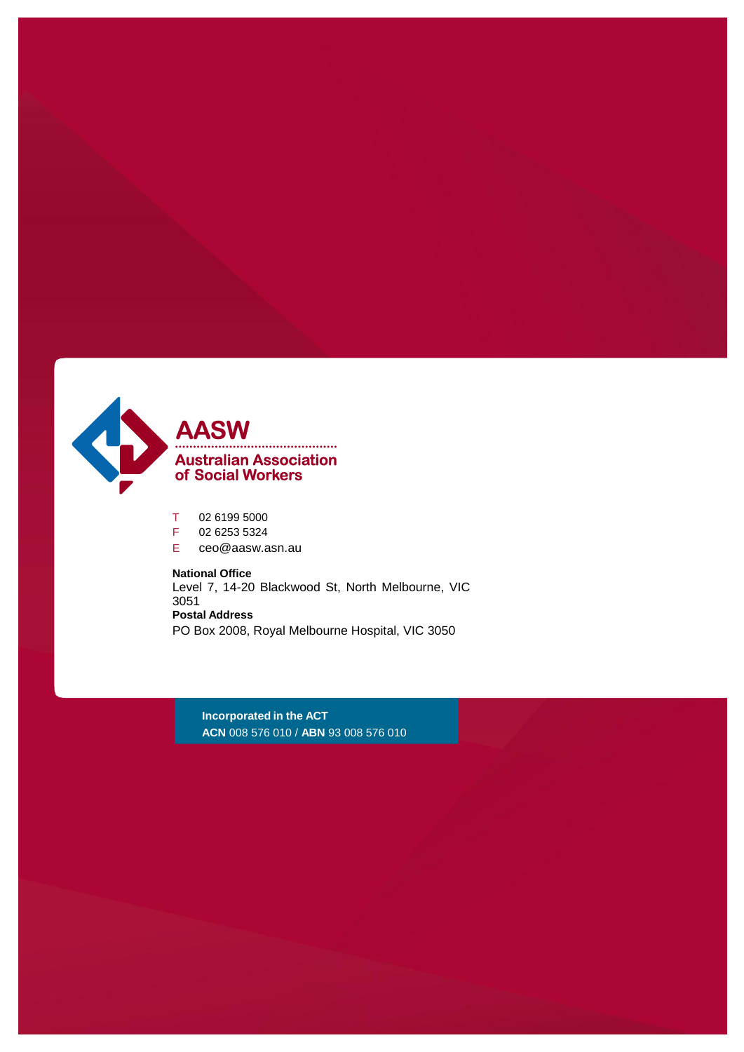**AASW**

**Australian Association of Social Workers**

T 02 6199 5000
F 02 6253 5324
E ceo@aasw.asn.au

**National Office**
Level 7, 14-20 Blackwood St, North Melbourne, VIC 3051
**Postal Address**
PO Box 2008, Royal Melbourne Hospital, VIC 3050

**Incorporated in the ACT**
**ACN** 008 576 010 / **ABN** 93 008 576 010